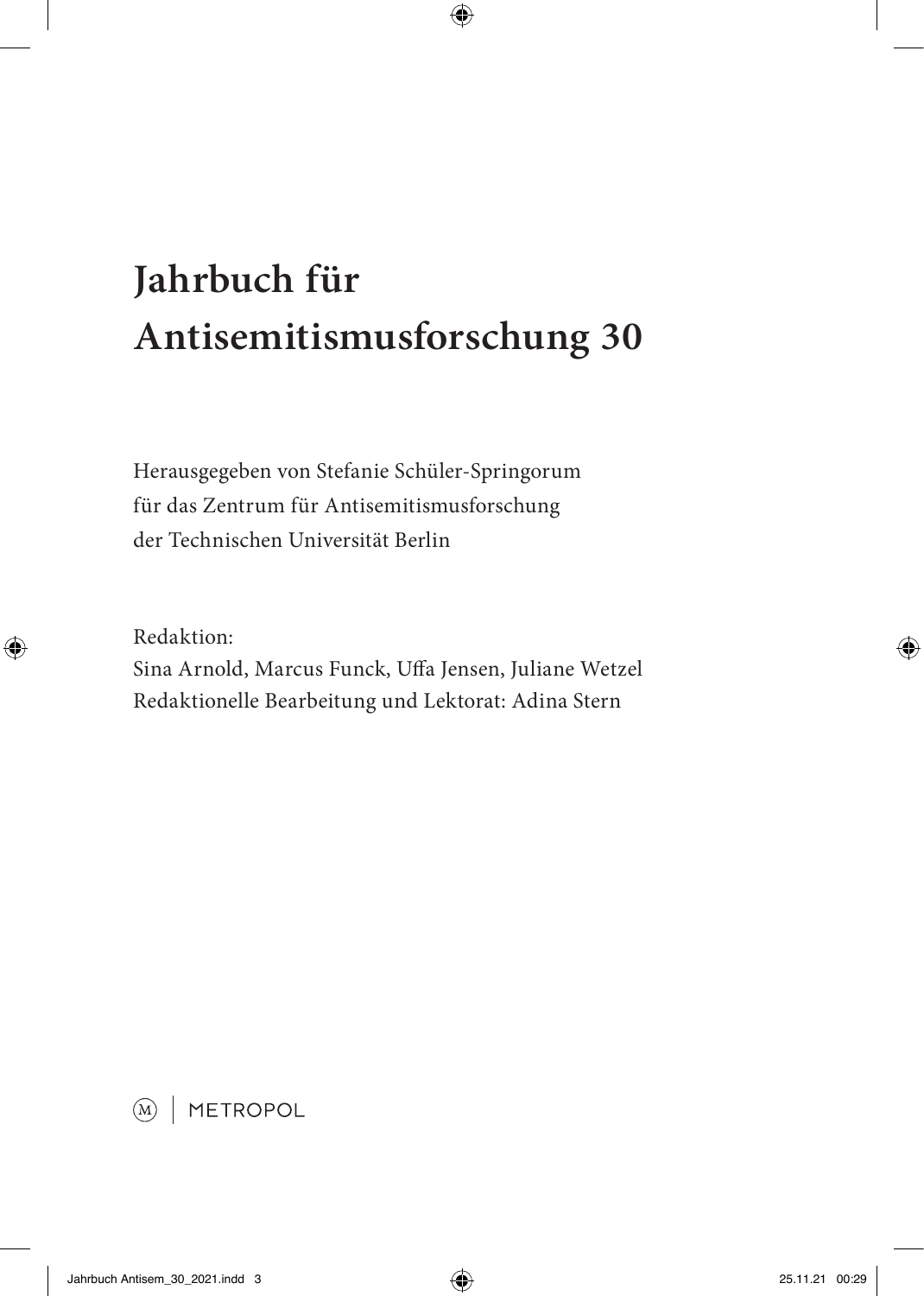# Jahrbuch für Antisemitismusforschung 30

Herausgegeben von Stefanie Schüler-Springorum
für das Zentrum für Antisemitismusforschung
der Technischen Universität Berlin

Redaktion:
Sina Arnold, Marcus Funck, Uffa Jensen, Juliane Wetzel
Redaktionelle Bearbeitung und Lektorat: Adina Stern

METROPOL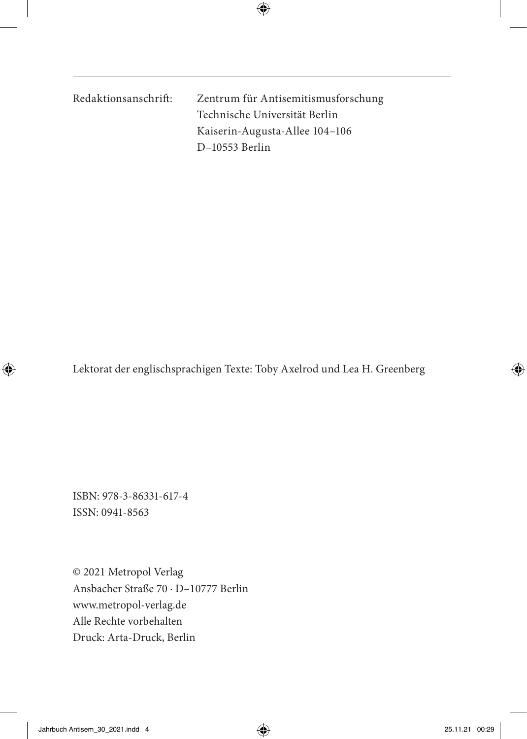Redaktionsanschrift: Zentrum für Antisemitismusforschung
Technische Universität Berlin
Kaiserin-Augusta-Allee 104–106
D–10553 Berlin

Lektorat der englischsprachigen Texte: Toby Axelrod und Lea H. Greenberg

ISBN: 978-3-86331-617-4
ISSN: 0941-8563

© 2021 Metropol Verlag
Ansbacher Straße 70 · D–10777 Berlin
www.metropol-verlag.de
Alle Rechte vorbehalten
Druck: Arta-Druck, Berlin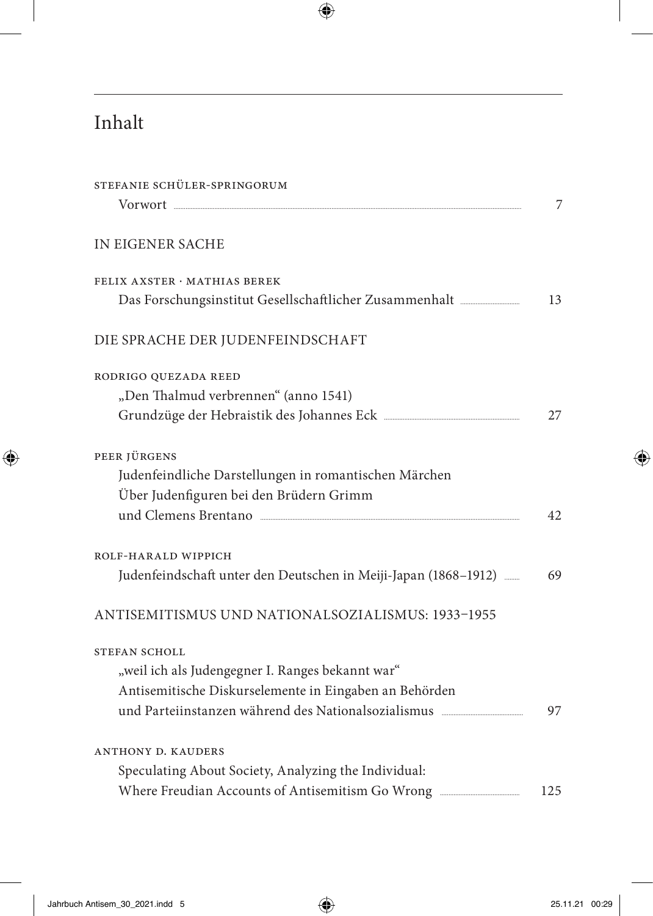# Inhalt

STEFANIE SCHÜLER-SPRINGORUM
Vorwort ... 7

## IN EIGENER SACHE

FELIX AXSTER · MATHIAS BEREK
Das Forschungsinstitut Gesellschaftlicher Zusammenhalt ... 13

## DIE SPRACHE DER JUDENFEINDSCHAFT

RODRIGO QUEZADA REED
„Den Thalmud verbrennen" (anno 1541)
Grundzüge der Hebraistik des Johannes Eck ... 27

PEER JÜRGENS
Judenfeindliche Darstellungen in romantischen Märchen
Über Judenfiguren bei den Brüdern Grimm
und Clemens Brentano ... 42

ROLF-HARALD WIPPICH
Judenfeindschaft unter den Deutschen in Meiji-Japan (1868–1912) ... 69

## ANTISEMITISMUS UND NATIONALSOZIALISMUS: 1933–1955

STEFAN SCHOLL
„weil ich als Judengegner I. Ranges bekannt war"
Antisemitische Diskurselemente in Eingaben an Behörden
und Parteiinstanzen während des Nationalsozialismus ... 97

ANTHONY D. KAUDERS
Speculating About Society, Analyzing the Individual:
Where Freudian Accounts of Antisemitism Go Wrong ... 125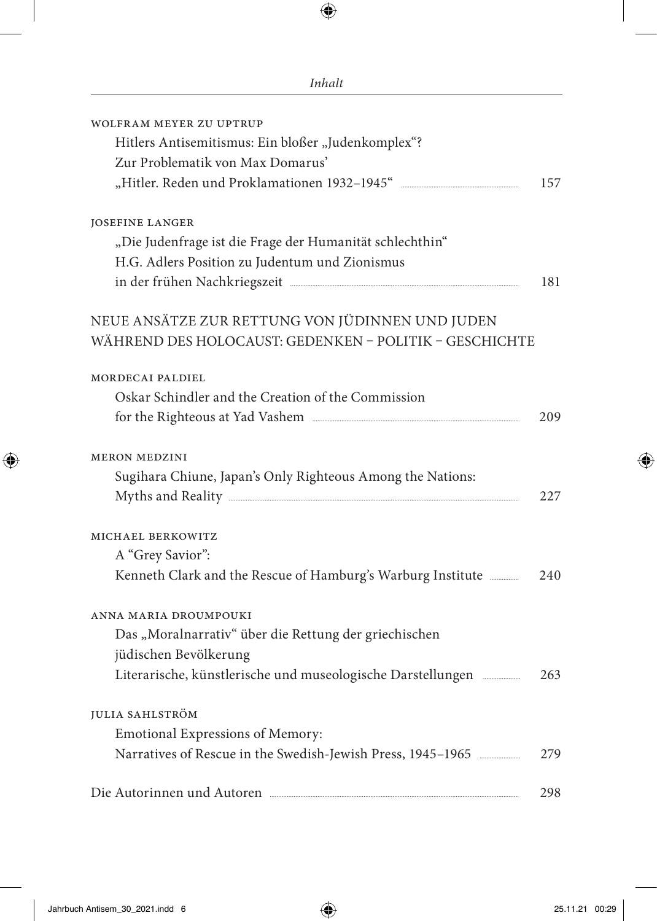WOLFRAM MEYER ZU UPTRUP
Hitlers Antisemitismus: Ein bloßer „Judenkomplex"?
Zur Problematik von Max Domarus'
„Hitler. Reden und Proklamationen 1932–1945" ... 157

JOSEFINE LANGER
„Die Judenfrage ist die Frage der Humanität schlechthin"
H.G. Adlers Position zu Judentum und Zionismus
in der frühen Nachkriegszeit ... 181

## NEUE ANSÄTZE ZUR RETTUNG VON JÜDINNEN UND JUDEN WÄHREND DES HOLOCAUST: GEDENKEN – POLITIK – GESCHICHTE

MORDECAI PALDIEL
Oskar Schindler and the Creation of the Commission
for the Righteous at Yad Vashem ... 209

MERON MEDZINI
Sugihara Chiune, Japan's Only Righteous Among the Nations:
Myths and Reality ... 227

MICHAEL BERKOWITZ
A "Grey Savior":
Kenneth Clark and the Rescue of Hamburg's Warburg Institute ... 240

ANNA MARIA DROUMPOUKI
Das „Moralnarrativ" über die Rettung der griechischen
jüdischen Bevölkerung
Literarische, künstlerische und museologische Darstellungen ... 263

JULIA SAHLSTRÖM
Emotional Expressions of Memory:
Narratives of Rescue in the Swedish-Jewish Press, 1945–1965 ... 279

Die Autorinnen und Autoren ... 298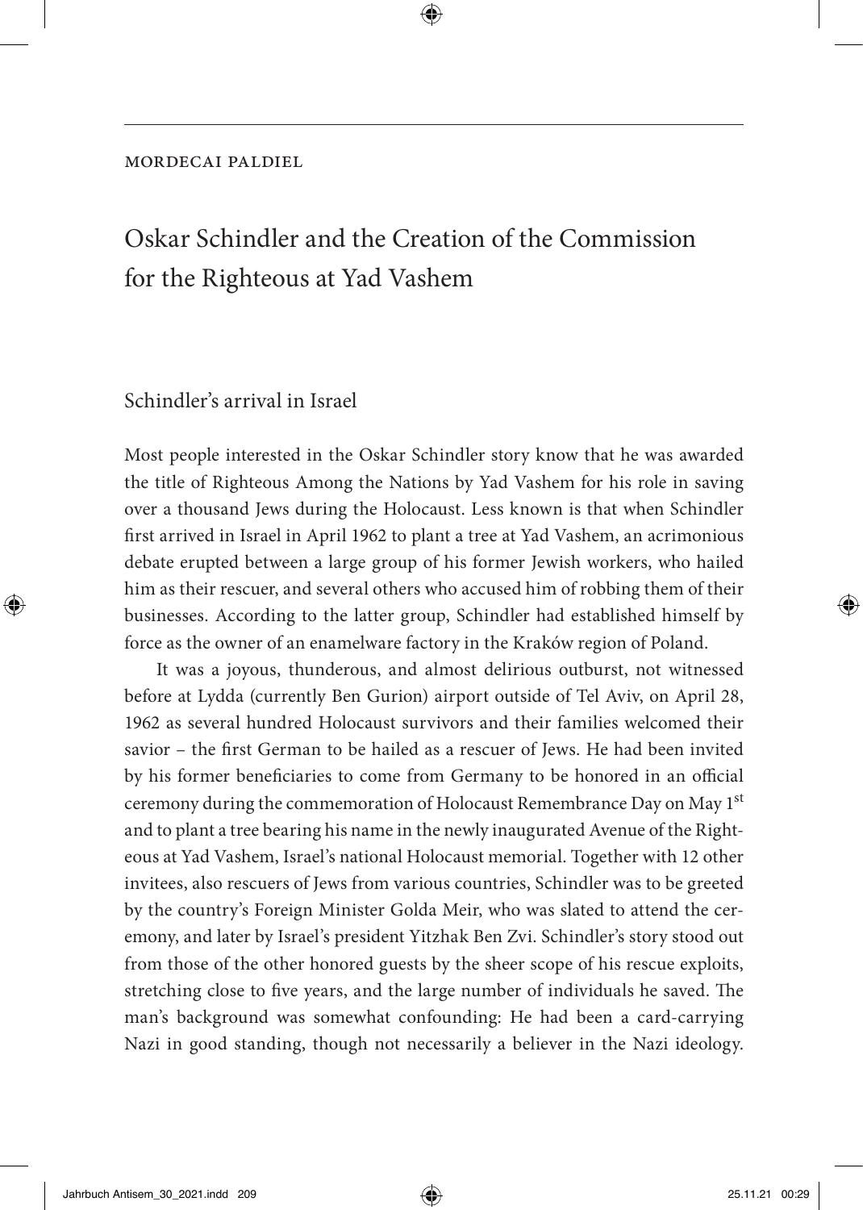MORDECAI PALDIEL

# Oskar Schindler and the Creation of the Commission for the Righteous at Yad Vashem

## Schindler's arrival in Israel

Most people interested in the Oskar Schindler story know that he was awarded the title of Righteous Among the Nations by Yad Vashem for his role in saving over a thousand Jews during the Holocaust. Less known is that when Schindler first arrived in Israel in April 1962 to plant a tree at Yad Vashem, an acrimonious debate erupted between a large group of his former Jewish workers, who hailed him as their rescuer, and several others who accused him of robbing them of their businesses. According to the latter group, Schindler had established himself by force as the owner of an enamelware factory in the Kraków region of Poland.

It was a joyous, thunderous, and almost delirious outburst, not witnessed before at Lydda (currently Ben Gurion) airport outside of Tel Aviv, on April 28, 1962 as several hundred Holocaust survivors and their families welcomed their savior – the first German to be hailed as a rescuer of Jews. He had been invited by his former beneficiaries to come from Germany to be honored in an official ceremony during the commemoration of Holocaust Remembrance Day on May 1st and to plant a tree bearing his name in the newly inaugurated Avenue of the Righteous at Yad Vashem, Israel's national Holocaust memorial. Together with 12 other invitees, also rescuers of Jews from various countries, Schindler was to be greeted by the country's Foreign Minister Golda Meir, who was slated to attend the ceremony, and later by Israel's president Yitzhak Ben Zvi. Schindler's story stood out from those of the other honored guests by the sheer scope of his rescue exploits, stretching close to five years, and the large number of individuals he saved. The man's background was somewhat confounding: He had been a card-carrying Nazi in good standing, though not necessarily a believer in the Nazi ideology.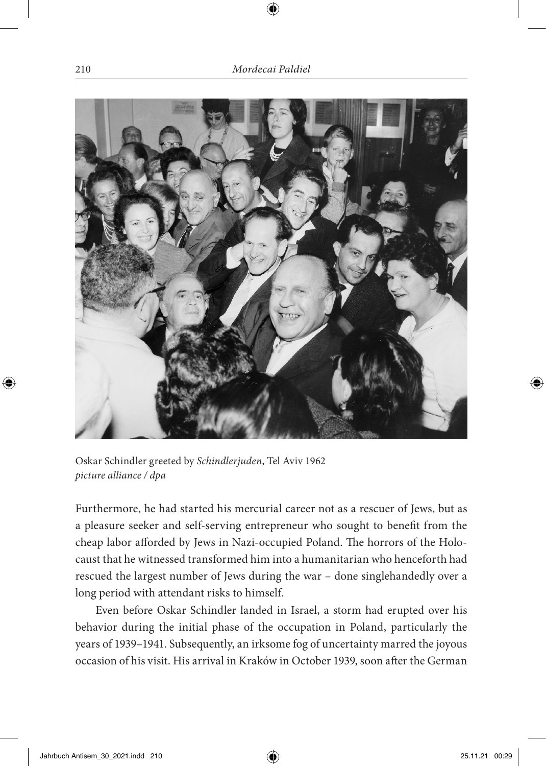Oskar Schindler greeted by *Schindlerjuden*, Tel Aviv 1962
*picture alliance / dpa*

Furthermore, he had started his mercurial career not as a rescuer of Jews, but as a pleasure seeker and self-serving entrepreneur who sought to benefit from the cheap labor afforded by Jews in Nazi-occupied Poland. The horrors of the Holocaust that he witnessed transformed him into a humanitarian who henceforth had rescued the largest number of Jews during the war – done singlehandedly over a long period with attendant risks to himself.

Even before Oskar Schindler landed in Israel, a storm had erupted over his behavior during the initial phase of the occupation in Poland, particularly the years of 1939–1941. Subsequently, an irksome fog of uncertainty marred the joyous occasion of his visit. His arrival in Kraków in October 1939, soon after the German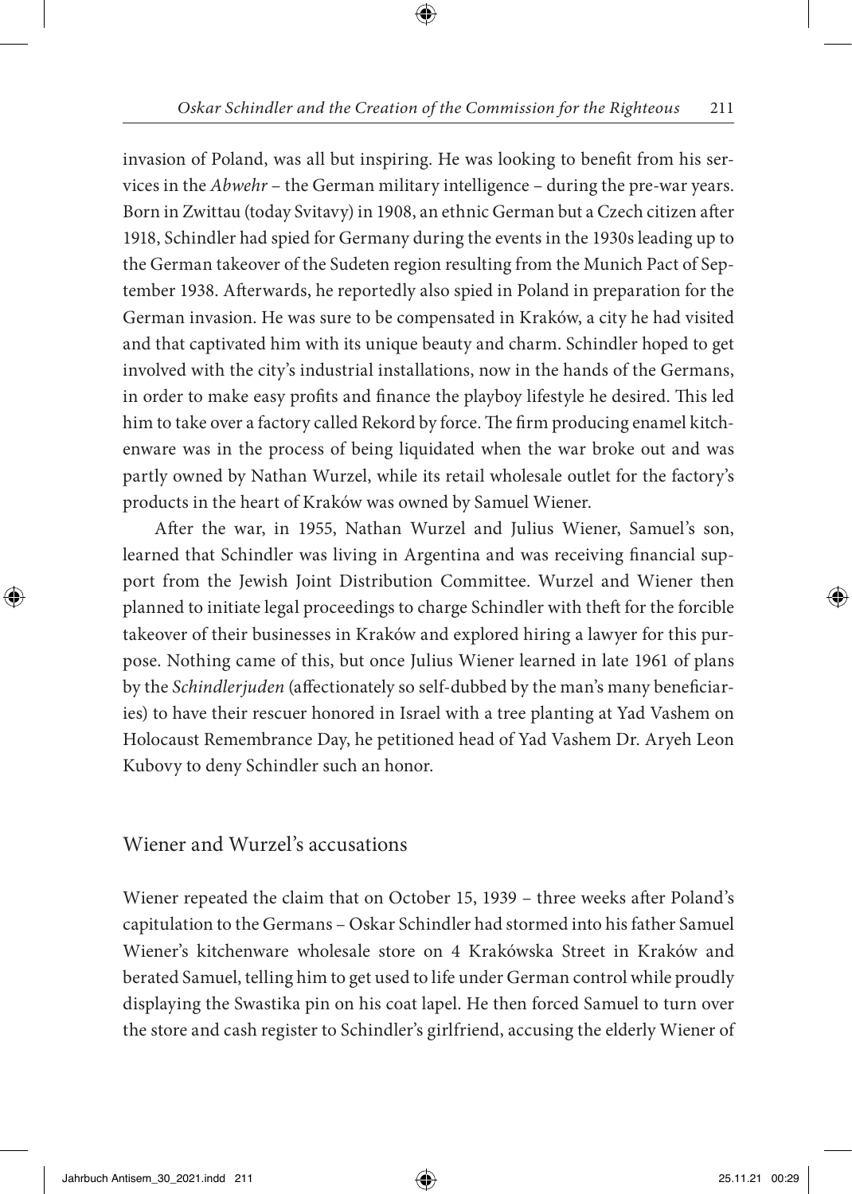invasion of Poland, was all but inspiring. He was looking to benefit from his services in the *Abwehr* – the German military intelligence – during the pre-war years. Born in Zwittau (today Svitavy) in 1908, an ethnic German but a Czech citizen after 1918, Schindler had spied for Germany during the events in the 1930s leading up to the German takeover of the Sudeten region resulting from the Munich Pact of September 1938. Afterwards, he reportedly also spied in Poland in preparation for the German invasion. He was sure to be compensated in Kraków, a city he had visited and that captivated him with its unique beauty and charm. Schindler hoped to get involved with the city's industrial installations, now in the hands of the Germans, in order to make easy profits and finance the playboy lifestyle he desired. This led him to take over a factory called Rekord by force. The firm producing enamel kitchenware was in the process of being liquidated when the war broke out and was partly owned by Nathan Wurzel, while its retail wholesale outlet for the factory's products in the heart of Kraków was owned by Samuel Wiener.

After the war, in 1955, Nathan Wurzel and Julius Wiener, Samuel's son, learned that Schindler was living in Argentina and was receiving financial support from the Jewish Joint Distribution Committee. Wurzel and Wiener then planned to initiate legal proceedings to charge Schindler with theft for the forcible takeover of their businesses in Kraków and explored hiring a lawyer for this purpose. Nothing came of this, but once Julius Wiener learned in late 1961 of plans by the *Schindlerjuden* (affectionately so self-dubbed by the man's many beneficiaries) to have their rescuer honored in Israel with a tree planting at Yad Vashem on Holocaust Remembrance Day, he petitioned head of Yad Vashem Dr. Aryeh Leon Kubovy to deny Schindler such an honor.

## Wiener and Wurzel's accusations

Wiener repeated the claim that on October 15, 1939 – three weeks after Poland's capitulation to the Germans – Oskar Schindler had stormed into his father Samuel Wiener's kitchenware wholesale store on 4 Krakówska Street in Kraków and berated Samuel, telling him to get used to life under German control while proudly displaying the Swastika pin on his coat lapel. He then forced Samuel to turn over the store and cash register to Schindler's girlfriend, accusing the elderly Wiener of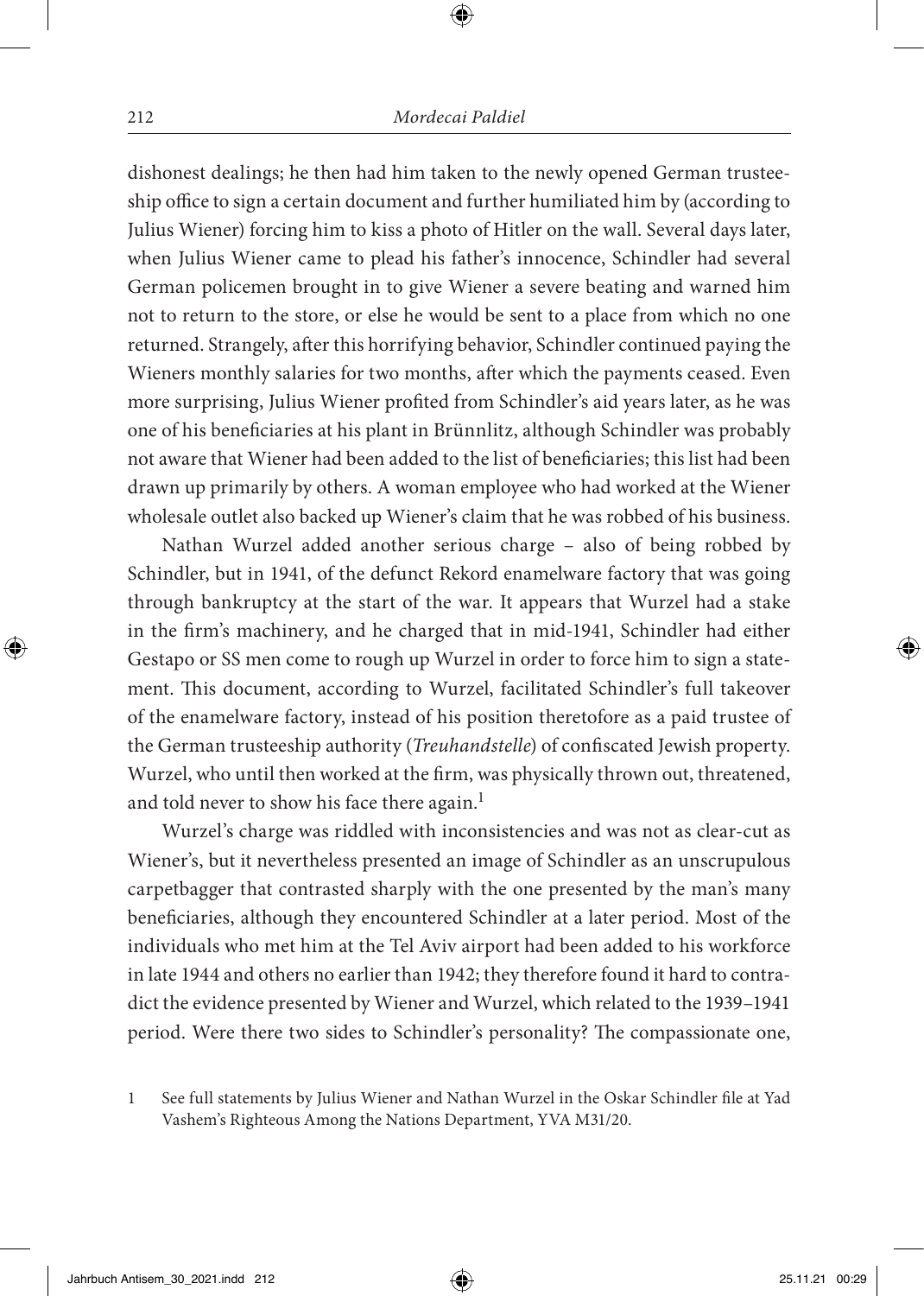dishonest dealings; he then had him taken to the newly opened German trusteeship office to sign a certain document and further humiliated him by (according to Julius Wiener) forcing him to kiss a photo of Hitler on the wall. Several days later, when Julius Wiener came to plead his father's innocence, Schindler had several German policemen brought in to give Wiener a severe beating and warned him not to return to the store, or else he would be sent to a place from which no one returned. Strangely, after this horrifying behavior, Schindler continued paying the Wieners monthly salaries for two months, after which the payments ceased. Even more surprising, Julius Wiener profited from Schindler's aid years later, as he was one of his beneficiaries at his plant in Brünnlitz, although Schindler was probably not aware that Wiener had been added to the list of beneficiaries; this list had been drawn up primarily by others. A woman employee who had worked at the Wiener wholesale outlet also backed up Wiener's claim that he was robbed of his business.

Nathan Wurzel added another serious charge – also of being robbed by Schindler, but in 1941, of the defunct Rekord enamelware factory that was going through bankruptcy at the start of the war. It appears that Wurzel had a stake in the firm's machinery, and he charged that in mid-1941, Schindler had either Gestapo or SS men come to rough up Wurzel in order to force him to sign a statement. This document, according to Wurzel, facilitated Schindler's full takeover of the enamelware factory, instead of his position theretofore as a paid trustee of the German trusteeship authority (*Treuhandstelle*) of confiscated Jewish property. Wurzel, who until then worked at the firm, was physically thrown out, threatened, and told never to show his face there again.[1]

Wurzel's charge was riddled with inconsistencies and was not as clear-cut as Wiener's, but it nevertheless presented an image of Schindler as an unscrupulous carpetbagger that contrasted sharply with the one presented by the man's many beneficiaries, although they encountered Schindler at a later period. Most of the individuals who met him at the Tel Aviv airport had been added to his workforce in late 1944 and others no earlier than 1942; they therefore found it hard to contradict the evidence presented by Wiener and Wurzel, which related to the 1939–1941 period. Were there two sides to Schindler's personality? The compassionate one,

1 See full statements by Julius Wiener and Nathan Wurzel in the Oskar Schindler file at Yad Vashem's Righteous Among the Nations Department, YVA M31/20.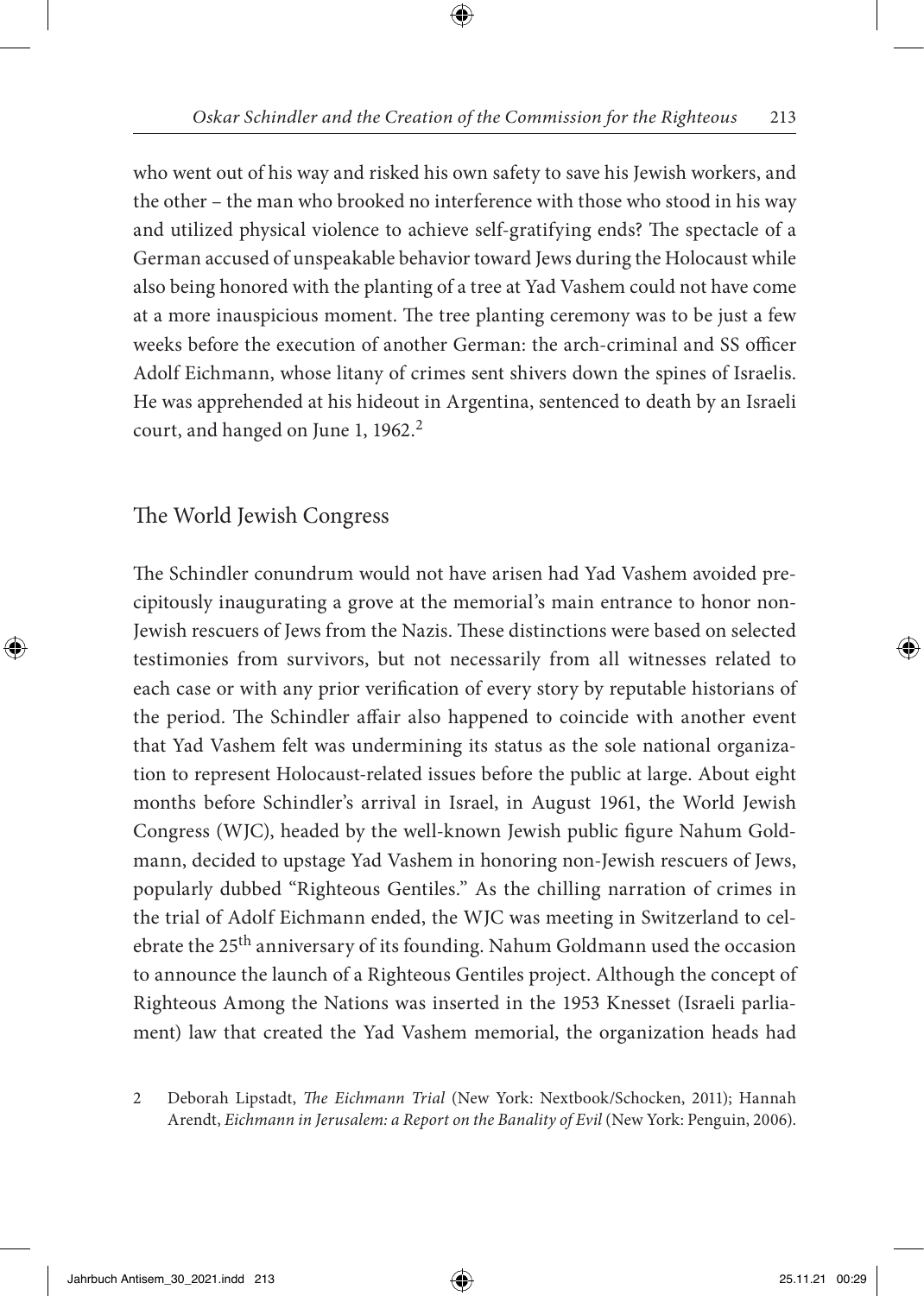who went out of his way and risked his own safety to save his Jewish workers, and the other – the man who brooked no interference with those who stood in his way and utilized physical violence to achieve self-gratifying ends? The spectacle of a German accused of unspeakable behavior toward Jews during the Holocaust while also being honored with the planting of a tree at Yad Vashem could not have come at a more inauspicious moment. The tree planting ceremony was to be just a few weeks before the execution of another German: the arch-criminal and SS officer Adolf Eichmann, whose litany of crimes sent shivers down the spines of Israelis. He was apprehended at his hideout in Argentina, sentenced to death by an Israeli court, and hanged on June 1, 1962.[2]

## The World Jewish Congress

The Schindler conundrum would not have arisen had Yad Vashem avoided precipitously inaugurating a grove at the memorial's main entrance to honor non-Jewish rescuers of Jews from the Nazis. These distinctions were based on selected testimonies from survivors, but not necessarily from all witnesses related to each case or with any prior verification of every story by reputable historians of the period. The Schindler affair also happened to coincide with another event that Yad Vashem felt was undermining its status as the sole national organization to represent Holocaust-related issues before the public at large. About eight months before Schindler's arrival in Israel, in August 1961, the World Jewish Congress (WJC), headed by the well-known Jewish public figure Nahum Goldmann, decided to upstage Yad Vashem in honoring non-Jewish rescuers of Jews, popularly dubbed "Righteous Gentiles." As the chilling narration of crimes in the trial of Adolf Eichmann ended, the WJC was meeting in Switzerland to celebrate the 25th anniversary of its founding. Nahum Goldmann used the occasion to announce the launch of a Righteous Gentiles project. Although the concept of Righteous Among the Nations was inserted in the 1953 Knesset (Israeli parliament) law that created the Yad Vashem memorial, the organization heads had

2 Deborah Lipstadt, *The Eichmann Trial* (New York: Nextbook/Schocken, 2011); Hannah Arendt, *Eichmann in Jerusalem: a Report on the Banality of Evil* (New York: Penguin, 2006).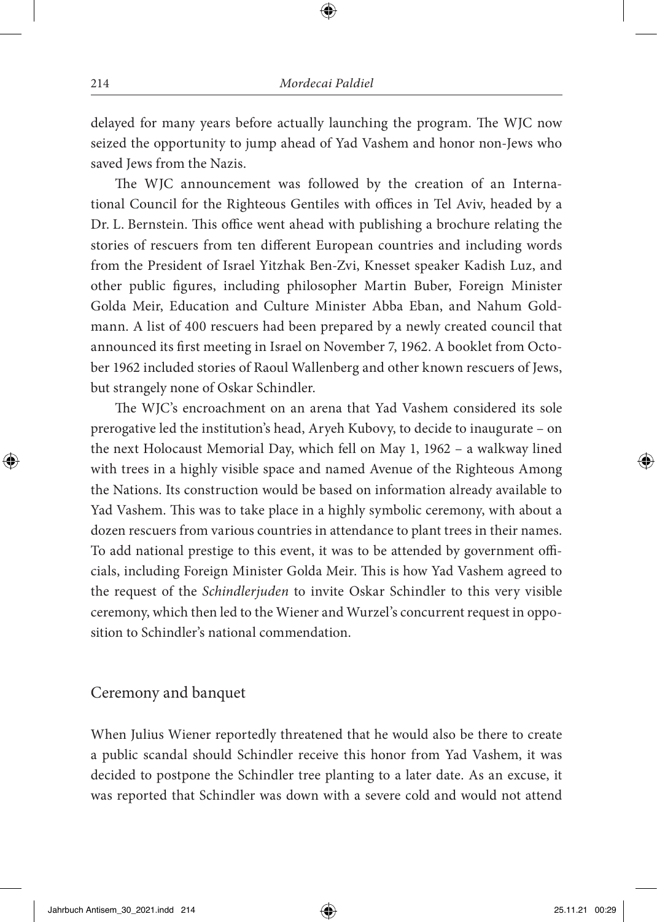delayed for many years before actually launching the program. The WJC now seized the opportunity to jump ahead of Yad Vashem and honor non-Jews who saved Jews from the Nazis.

The WJC announcement was followed by the creation of an International Council for the Righteous Gentiles with offices in Tel Aviv, headed by a Dr. L. Bernstein. This office went ahead with publishing a brochure relating the stories of rescuers from ten different European countries and including words from the President of Israel Yitzhak Ben-Zvi, Knesset speaker Kadish Luz, and other public figures, including philosopher Martin Buber, Foreign Minister Golda Meir, Education and Culture Minister Abba Eban, and Nahum Goldmann. A list of 400 rescuers had been prepared by a newly created council that announced its first meeting in Israel on November 7, 1962. A booklet from October 1962 included stories of Raoul Wallenberg and other known rescuers of Jews, but strangely none of Oskar Schindler.

The WJC's encroachment on an arena that Yad Vashem considered its sole prerogative led the institution's head, Aryeh Kubovy, to decide to inaugurate – on the next Holocaust Memorial Day, which fell on May 1, 1962 – a walkway lined with trees in a highly visible space and named Avenue of the Righteous Among the Nations. Its construction would be based on information already available to Yad Vashem. This was to take place in a highly symbolic ceremony, with about a dozen rescuers from various countries in attendance to plant trees in their names. To add national prestige to this event, it was to be attended by government officials, including Foreign Minister Golda Meir. This is how Yad Vashem agreed to the request of the *Schindlerjuden* to invite Oskar Schindler to this very visible ceremony, which then led to the Wiener and Wurzel's concurrent request in opposition to Schindler's national commendation.

## Ceremony and banquet

When Julius Wiener reportedly threatened that he would also be there to create a public scandal should Schindler receive this honor from Yad Vashem, it was decided to postpone the Schindler tree planting to a later date. As an excuse, it was reported that Schindler was down with a severe cold and would not attend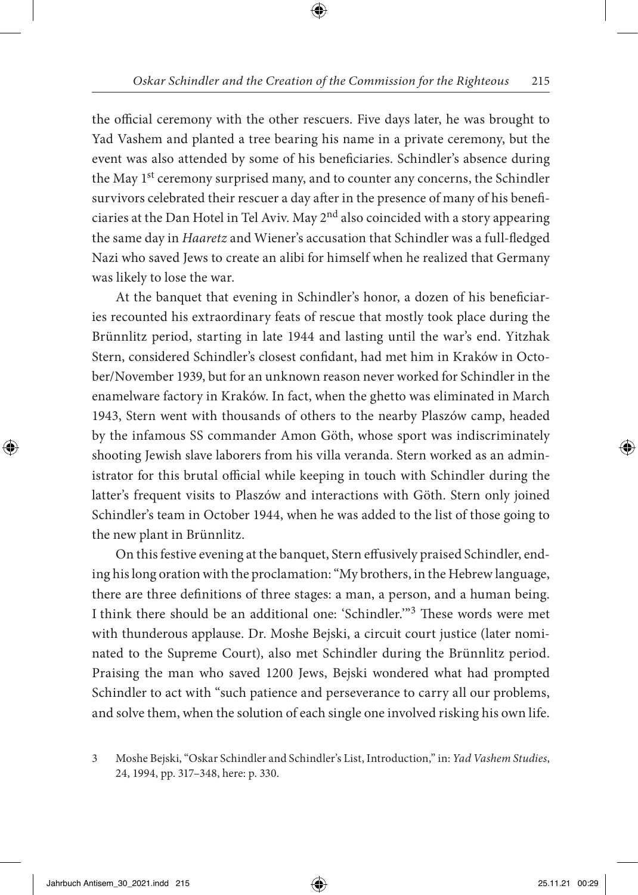the official ceremony with the other rescuers. Five days later, he was brought to Yad Vashem and planted a tree bearing his name in a private ceremony, but the event was also attended by some of his beneficiaries. Schindler's absence during the May 1st ceremony surprised many, and to counter any concerns, the Schindler survivors celebrated their rescuer a day after in the presence of many of his beneficiaries at the Dan Hotel in Tel Aviv. May 2nd also coincided with a story appearing the same day in *Haaretz* and Wiener's accusation that Schindler was a full-fledged Nazi who saved Jews to create an alibi for himself when he realized that Germany was likely to lose the war.

At the banquet that evening in Schindler's honor, a dozen of his beneficiaries recounted his extraordinary feats of rescue that mostly took place during the Brünnlitz period, starting in late 1944 and lasting until the war's end. Yitzhak Stern, considered Schindler's closest confidant, had met him in Kraków in October/November 1939, but for an unknown reason never worked for Schindler in the enamelware factory in Kraków. In fact, when the ghetto was eliminated in March 1943, Stern went with thousands of others to the nearby Plaszów camp, headed by the infamous SS commander Amon Göth, whose sport was indiscriminately shooting Jewish slave laborers from his villa veranda. Stern worked as an administrator for this brutal official while keeping in touch with Schindler during the latter's frequent visits to Plaszów and interactions with Göth. Stern only joined Schindler's team in October 1944, when he was added to the list of those going to the new plant in Brünnlitz.

On this festive evening at the banquet, Stern effusively praised Schindler, ending his long oration with the proclamation: "My brothers, in the Hebrew language, there are three definitions of three stages: a man, a person, and a human being. I think there should be an additional one: 'Schindler.'"[3] These words were met with thunderous applause. Dr. Moshe Bejski, a circuit court justice (later nominated to the Supreme Court), also met Schindler during the Brünnlitz period. Praising the man who saved 1200 Jews, Bejski wondered what had prompted Schindler to act with "such patience and perseverance to carry all our problems, and solve them, when the solution of each single one involved risking his own life.

3 Moshe Bejski, "Oskar Schindler and Schindler's List, Introduction," in: *Yad Vashem Studies*, 24, 1994, pp. 317–348, here: p. 330.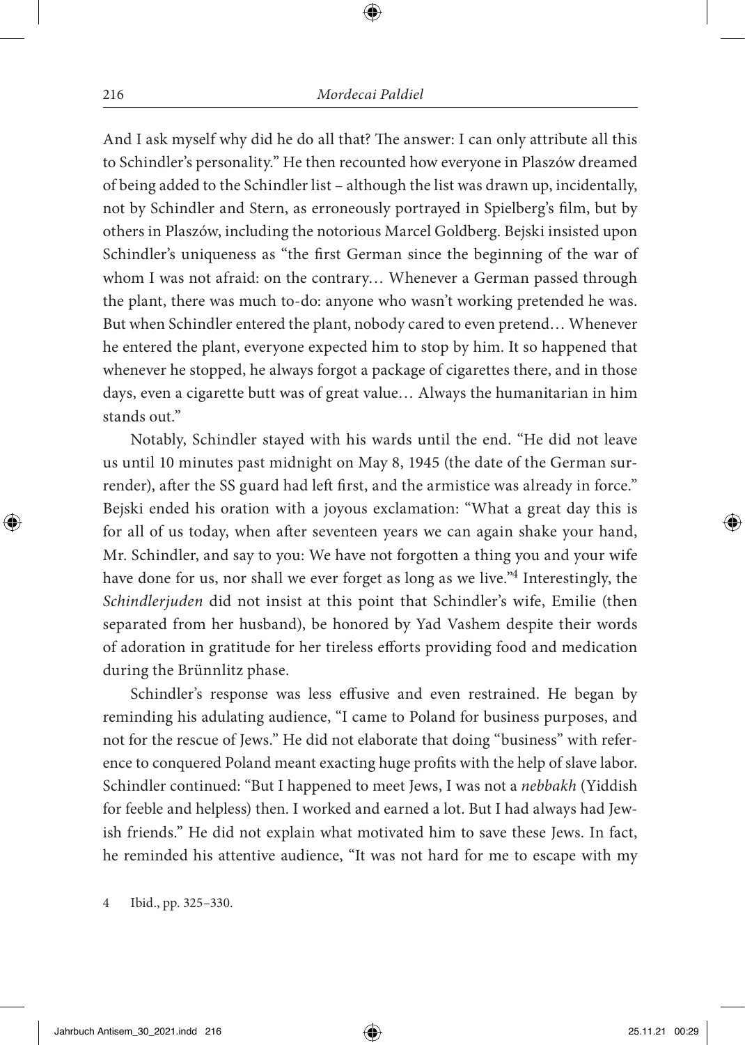And I ask myself why did he do all that? The answer: I can only attribute all this to Schindler's personality." He then recounted how everyone in Plaszów dreamed of being added to the Schindler list – although the list was drawn up, incidentally, not by Schindler and Stern, as erroneously portrayed in Spielberg's film, but by others in Plaszów, including the notorious Marcel Goldberg. Bejski insisted upon Schindler's uniqueness as "the first German since the beginning of the war of whom I was not afraid: on the contrary… Whenever a German passed through the plant, there was much to-do: anyone who wasn't working pretended he was. But when Schindler entered the plant, nobody cared to even pretend… Whenever he entered the plant, everyone expected him to stop by him. It so happened that whenever he stopped, he always forgot a package of cigarettes there, and in those days, even a cigarette butt was of great value… Always the humanitarian in him stands out."

Notably, Schindler stayed with his wards until the end. "He did not leave us until 10 minutes past midnight on May 8, 1945 (the date of the German surrender), after the SS guard had left first, and the armistice was already in force." Bejski ended his oration with a joyous exclamation: "What a great day this is for all of us today, when after seventeen years we can again shake your hand, Mr. Schindler, and say to you: We have not forgotten a thing you and your wife have done for us, nor shall we ever forget as long as we live."[4] Interestingly, the *Schindlerjuden* did not insist at this point that Schindler's wife, Emilie (then separated from her husband), be honored by Yad Vashem despite their words of adoration in gratitude for her tireless efforts providing food and medication during the Brünnlitz phase.

Schindler's response was less effusive and even restrained. He began by reminding his adulating audience, "I came to Poland for business purposes, and not for the rescue of Jews." He did not elaborate that doing "business" with reference to conquered Poland meant exacting huge profits with the help of slave labor. Schindler continued: "But I happened to meet Jews, I was not a *nebbakh* (Yiddish for feeble and helpless) then. I worked and earned a lot. But I had always had Jewish friends." He did not explain what motivated him to save these Jews. In fact, he reminded his attentive audience, "It was not hard for me to escape with my

4 Ibid., pp. 325–330.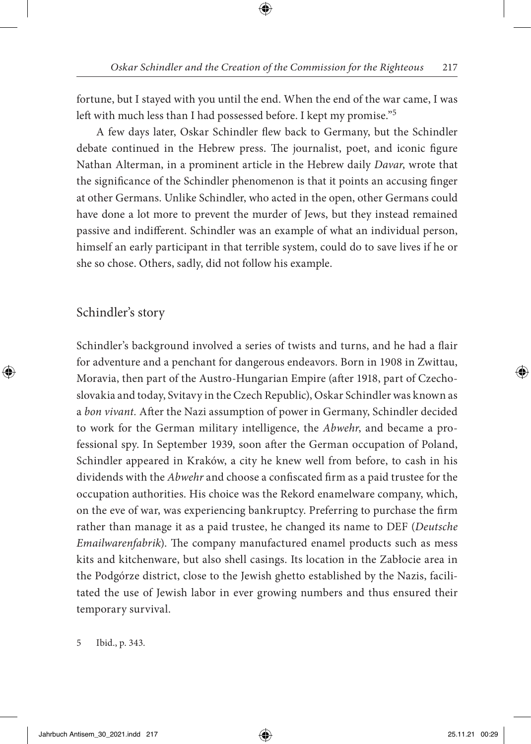fortune, but I stayed with you until the end. When the end of the war came, I was left with much less than I had possessed before. I kept my promise."[5]

A few days later, Oskar Schindler flew back to Germany, but the Schindler debate continued in the Hebrew press. The journalist, poet, and iconic figure Nathan Alterman, in a prominent article in the Hebrew daily *Davar*, wrote that the significance of the Schindler phenomenon is that it points an accusing finger at other Germans. Unlike Schindler, who acted in the open, other Germans could have done a lot more to prevent the murder of Jews, but they instead remained passive and indifferent. Schindler was an example of what an individual person, himself an early participant in that terrible system, could do to save lives if he or she so chose. Others, sadly, did not follow his example.

## Schindler's story

Schindler's background involved a series of twists and turns, and he had a flair for adventure and a penchant for dangerous endeavors. Born in 1908 in Zwittau, Moravia, then part of the Austro-Hungarian Empire (after 1918, part of Czechoslovakia and today, Svitavy in the Czech Republic), Oskar Schindler was known as a *bon vivant*. After the Nazi assumption of power in Germany, Schindler decided to work for the German military intelligence, the *Abwehr*, and became a professional spy. In September 1939, soon after the German occupation of Poland, Schindler appeared in Kraków, a city he knew well from before, to cash in his dividends with the *Abwehr* and choose a confiscated firm as a paid trustee for the occupation authorities. His choice was the Rekord enamelware company, which, on the eve of war, was experiencing bankruptcy. Preferring to purchase the firm rather than manage it as a paid trustee, he changed its name to DEF (*Deutsche Emailwarenfabrik*). The company manufactured enamel products such as mess kits and kitchenware, but also shell casings. Its location in the Zabłocie area in the Podgórze district, close to the Jewish ghetto established by the Nazis, facilitated the use of Jewish labor in ever growing numbers and thus ensured their temporary survival.

5 Ibid., p. 343.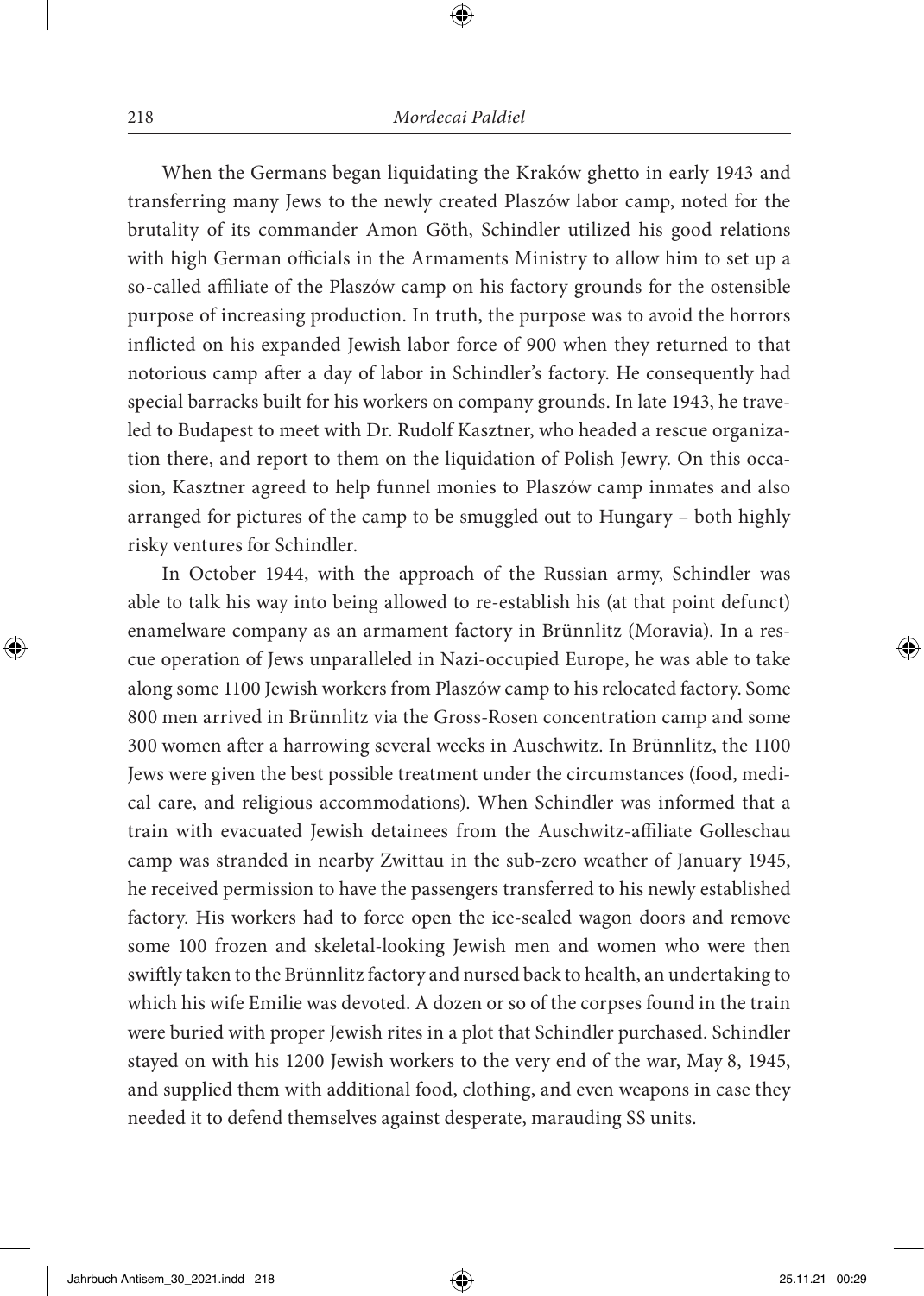When the Germans began liquidating the Kraków ghetto in early 1943 and transferring many Jews to the newly created Plaszów labor camp, noted for the brutality of its commander Amon Göth, Schindler utilized his good relations with high German officials in the Armaments Ministry to allow him to set up a so-called affiliate of the Plaszów camp on his factory grounds for the ostensible purpose of increasing production. In truth, the purpose was to avoid the horrors inflicted on his expanded Jewish labor force of 900 when they returned to that notorious camp after a day of labor in Schindler's factory. He consequently had special barracks built for his workers on company grounds. In late 1943, he traveled to Budapest to meet with Dr. Rudolf Kasztner, who headed a rescue organization there, and report to them on the liquidation of Polish Jewry. On this occasion, Kasztner agreed to help funnel monies to Plaszów camp inmates and also arranged for pictures of the camp to be smuggled out to Hungary – both highly risky ventures for Schindler.

In October 1944, with the approach of the Russian army, Schindler was able to talk his way into being allowed to re-establish his (at that point defunct) enamelware company as an armament factory in Brünnlitz (Moravia). In a rescue operation of Jews unparalleled in Nazi-occupied Europe, he was able to take along some 1100 Jewish workers from Plaszów camp to his relocated factory. Some 800 men arrived in Brünnlitz via the Gross-Rosen concentration camp and some 300 women after a harrowing several weeks in Auschwitz. In Brünnlitz, the 1100 Jews were given the best possible treatment under the circumstances (food, medical care, and religious accommodations). When Schindler was informed that a train with evacuated Jewish detainees from the Auschwitz-affiliate Golleschau camp was stranded in nearby Zwittau in the sub-zero weather of January 1945, he received permission to have the passengers transferred to his newly established factory. His workers had to force open the ice-sealed wagon doors and remove some 100 frozen and skeletal-looking Jewish men and women who were then swiftly taken to the Brünnlitz factory and nursed back to health, an undertaking to which his wife Emilie was devoted. A dozen or so of the corpses found in the train were buried with proper Jewish rites in a plot that Schindler purchased. Schindler stayed on with his 1200 Jewish workers to the very end of the war, May 8, 1945, and supplied them with additional food, clothing, and even weapons in case they needed it to defend themselves against desperate, marauding SS units.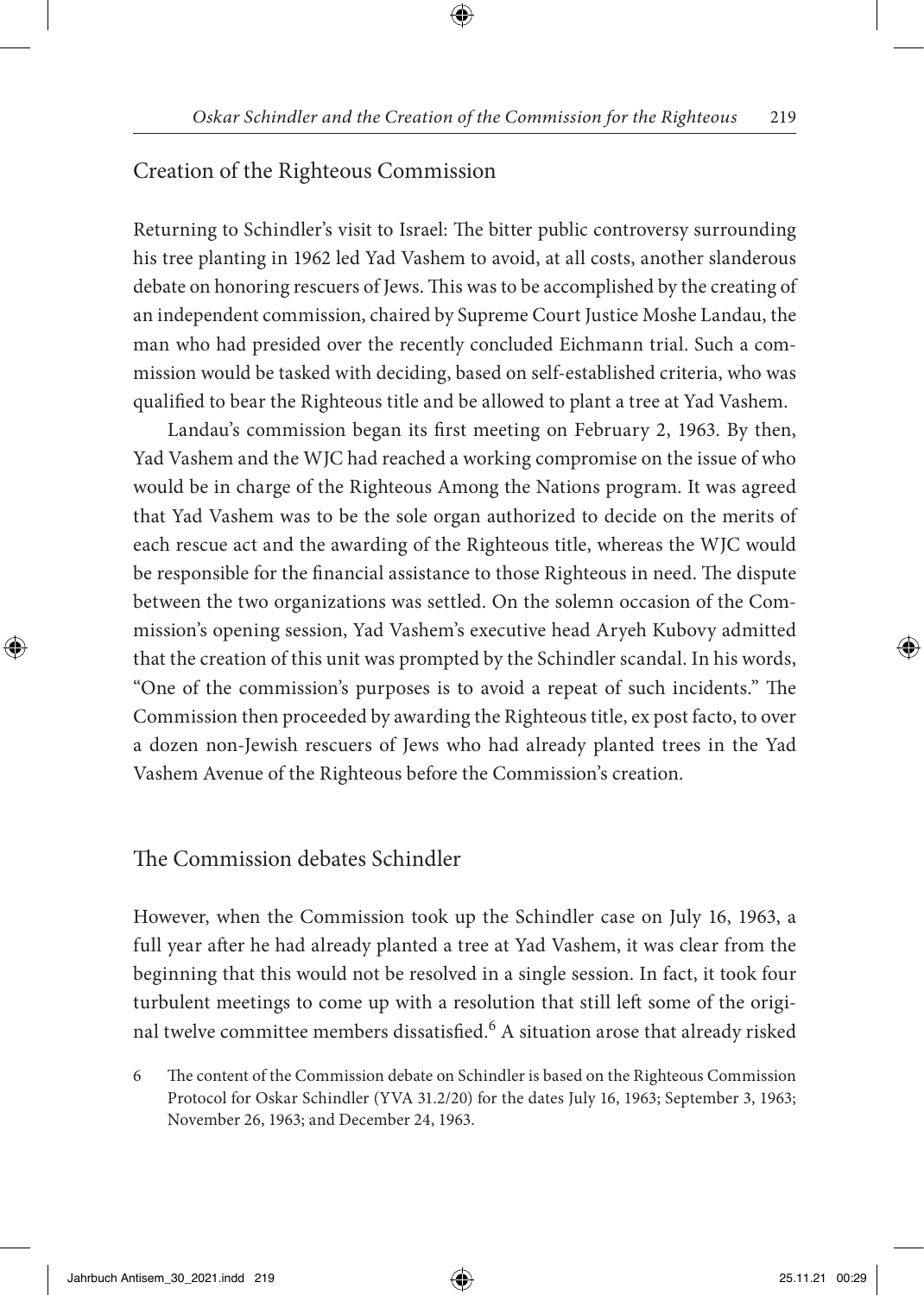## Creation of the Righteous Commission

Returning to Schindler's visit to Israel: The bitter public controversy surrounding his tree planting in 1962 led Yad Vashem to avoid, at all costs, another slanderous debate on honoring rescuers of Jews. This was to be accomplished by the creating of an independent commission, chaired by Supreme Court Justice Moshe Landau, the man who had presided over the recently concluded Eichmann trial. Such a commission would be tasked with deciding, based on self-established criteria, who was qualified to bear the Righteous title and be allowed to plant a tree at Yad Vashem.

Landau's commission began its first meeting on February 2, 1963. By then, Yad Vashem and the WJC had reached a working compromise on the issue of who would be in charge of the Righteous Among the Nations program. It was agreed that Yad Vashem was to be the sole organ authorized to decide on the merits of each rescue act and the awarding of the Righteous title, whereas the WJC would be responsible for the financial assistance to those Righteous in need. The dispute between the two organizations was settled. On the solemn occasion of the Commission's opening session, Yad Vashem's executive head Aryeh Kubovy admitted that the creation of this unit was prompted by the Schindler scandal. In his words, "One of the commission's purposes is to avoid a repeat of such incidents." The Commission then proceeded by awarding the Righteous title, ex post facto, to over a dozen non-Jewish rescuers of Jews who had already planted trees in the Yad Vashem Avenue of the Righteous before the Commission's creation.

## The Commission debates Schindler

However, when the Commission took up the Schindler case on July 16, 1963, a full year after he had already planted a tree at Yad Vashem, it was clear from the beginning that this would not be resolved in a single session. In fact, it took four turbulent meetings to come up with a resolution that still left some of the original twelve committee members dissatisfied.[6] A situation arose that already risked

6 The content of the Commission debate on Schindler is based on the Righteous Commission Protocol for Oskar Schindler (YVA 31.2/20) for the dates July 16, 1963; September 3, 1963; November 26, 1963; and December 24, 1963.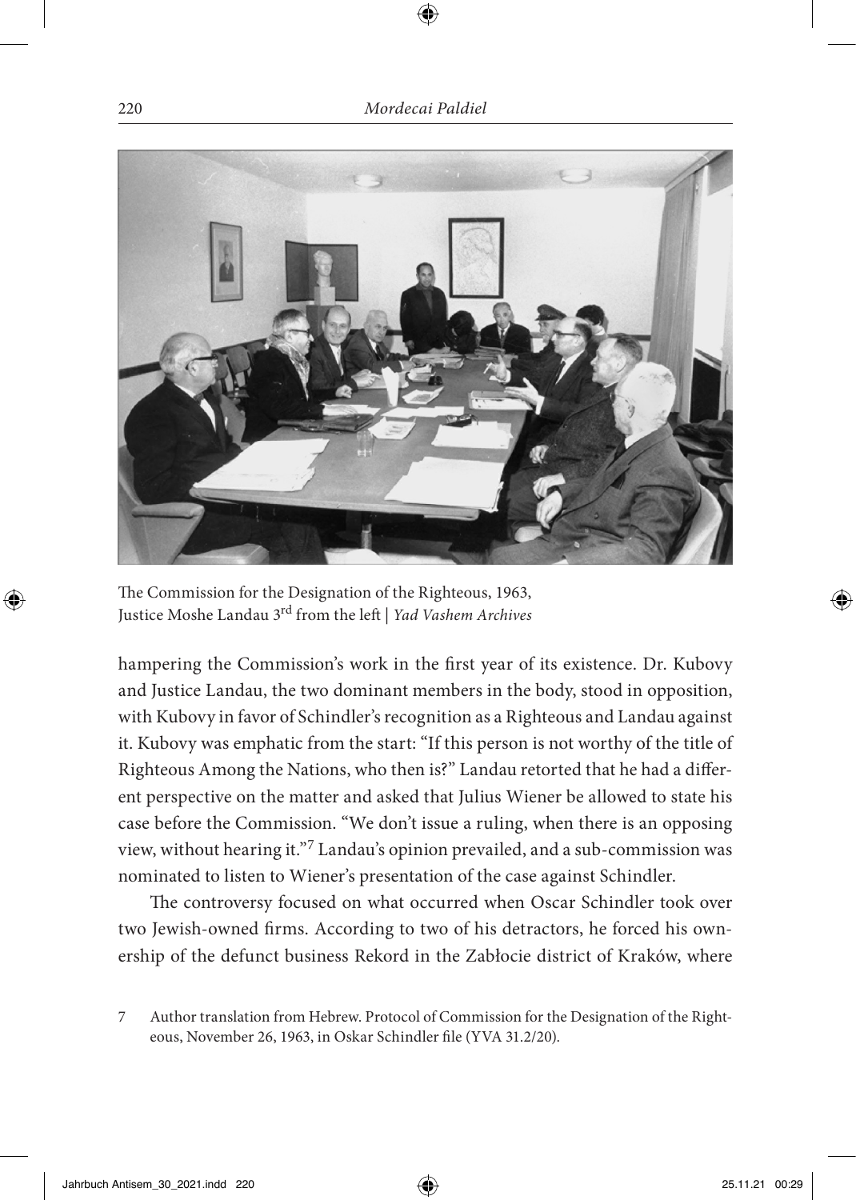The Commission for the Designation of the Righteous, 1963, Justice Moshe Landau 3rd from the left | *Yad Vashem Archives*

hampering the Commission's work in the first year of its existence. Dr. Kubovy and Justice Landau, the two dominant members in the body, stood in opposition, with Kubovy in favor of Schindler's recognition as a Righteous and Landau against it. Kubovy was emphatic from the start: "If this person is not worthy of the title of Righteous Among the Nations, who then is?" Landau retorted that he had a different perspective on the matter and asked that Julius Wiener be allowed to state his case before the Commission. "We don't issue a ruling, when there is an opposing view, without hearing it."[7] Landau's opinion prevailed, and a sub-commission was nominated to listen to Wiener's presentation of the case against Schindler.

The controversy focused on what occurred when Oscar Schindler took over two Jewish-owned firms. According to two of his detractors, he forced his ownership of the defunct business Rekord in the Zabłocie district of Kraków, where

7 Author translation from Hebrew. Protocol of Commission for the Designation of the Righteous, November 26, 1963, in Oskar Schindler file (YVA 31.2/20).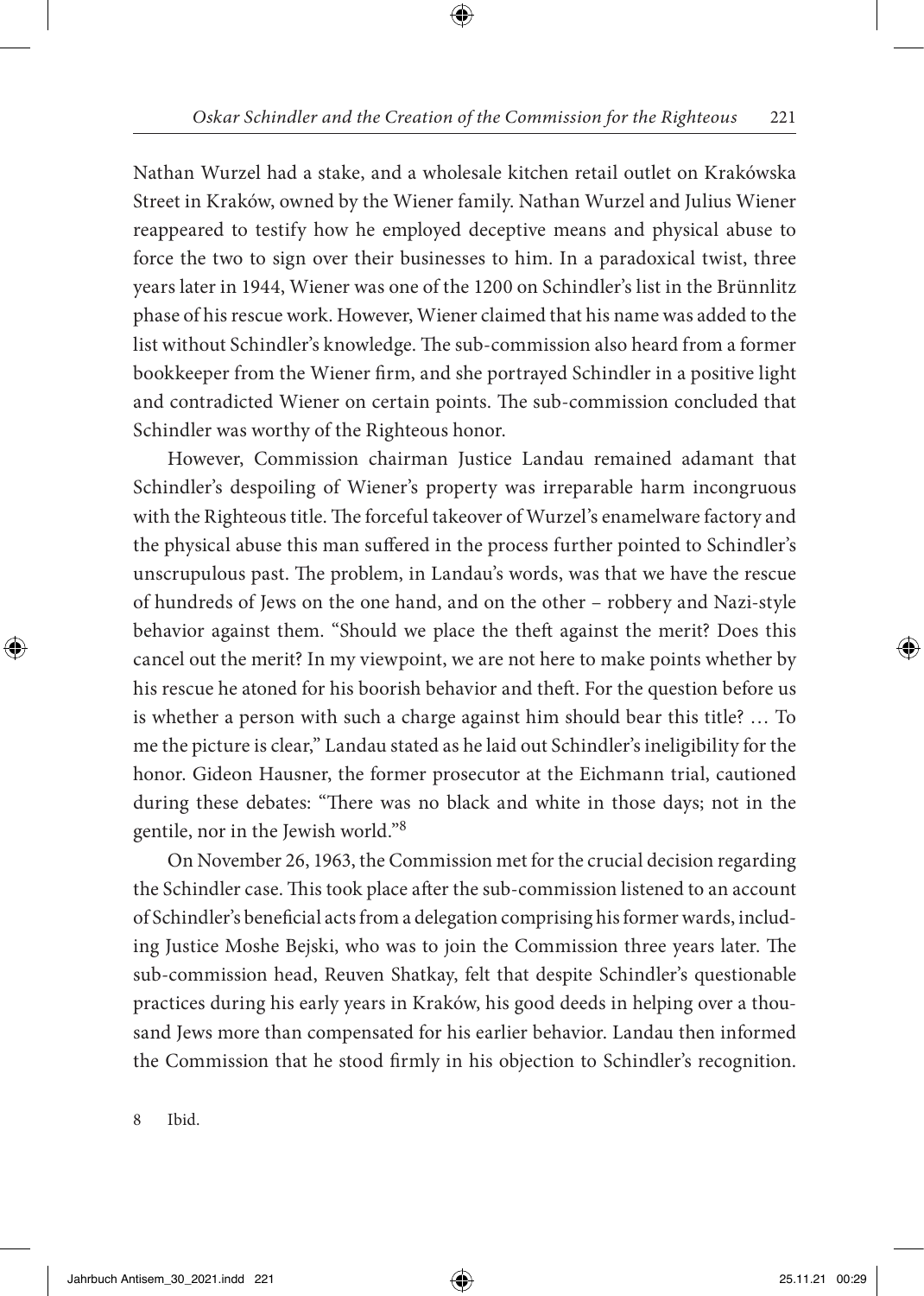Nathan Wurzel had a stake, and a wholesale kitchen retail outlet on Krakówska Street in Kraków, owned by the Wiener family. Nathan Wurzel and Julius Wiener reappeared to testify how he employed deceptive means and physical abuse to force the two to sign over their businesses to him. In a paradoxical twist, three years later in 1944, Wiener was one of the 1200 on Schindler's list in the Brünnlitz phase of his rescue work. However, Wiener claimed that his name was added to the list without Schindler's knowledge. The sub-commission also heard from a former bookkeeper from the Wiener firm, and she portrayed Schindler in a positive light and contradicted Wiener on certain points. The sub-commission concluded that Schindler was worthy of the Righteous honor.

However, Commission chairman Justice Landau remained adamant that Schindler's despoiling of Wiener's property was irreparable harm incongruous with the Righteous title. The forceful takeover of Wurzel's enamelware factory and the physical abuse this man suffered in the process further pointed to Schindler's unscrupulous past. The problem, in Landau's words, was that we have the rescue of hundreds of Jews on the one hand, and on the other – robbery and Nazi-style behavior against them. "Should we place the theft against the merit? Does this cancel out the merit? In my viewpoint, we are not here to make points whether by his rescue he atoned for his boorish behavior and theft. For the question before us is whether a person with such a charge against him should bear this title? … To me the picture is clear," Landau stated as he laid out Schindler's ineligibility for the honor. Gideon Hausner, the former prosecutor at the Eichmann trial, cautioned during these debates: "There was no black and white in those days; not in the gentile, nor in the Jewish world."[8]

On November 26, 1963, the Commission met for the crucial decision regarding the Schindler case. This took place after the sub-commission listened to an account of Schindler's beneficial acts from a delegation comprising his former wards, including Justice Moshe Bejski, who was to join the Commission three years later. The sub-commission head, Reuven Shatkay, felt that despite Schindler's questionable practices during his early years in Kraków, his good deeds in helping over a thousand Jews more than compensated for his earlier behavior. Landau then informed the Commission that he stood firmly in his objection to Schindler's recognition.

8 Ibid.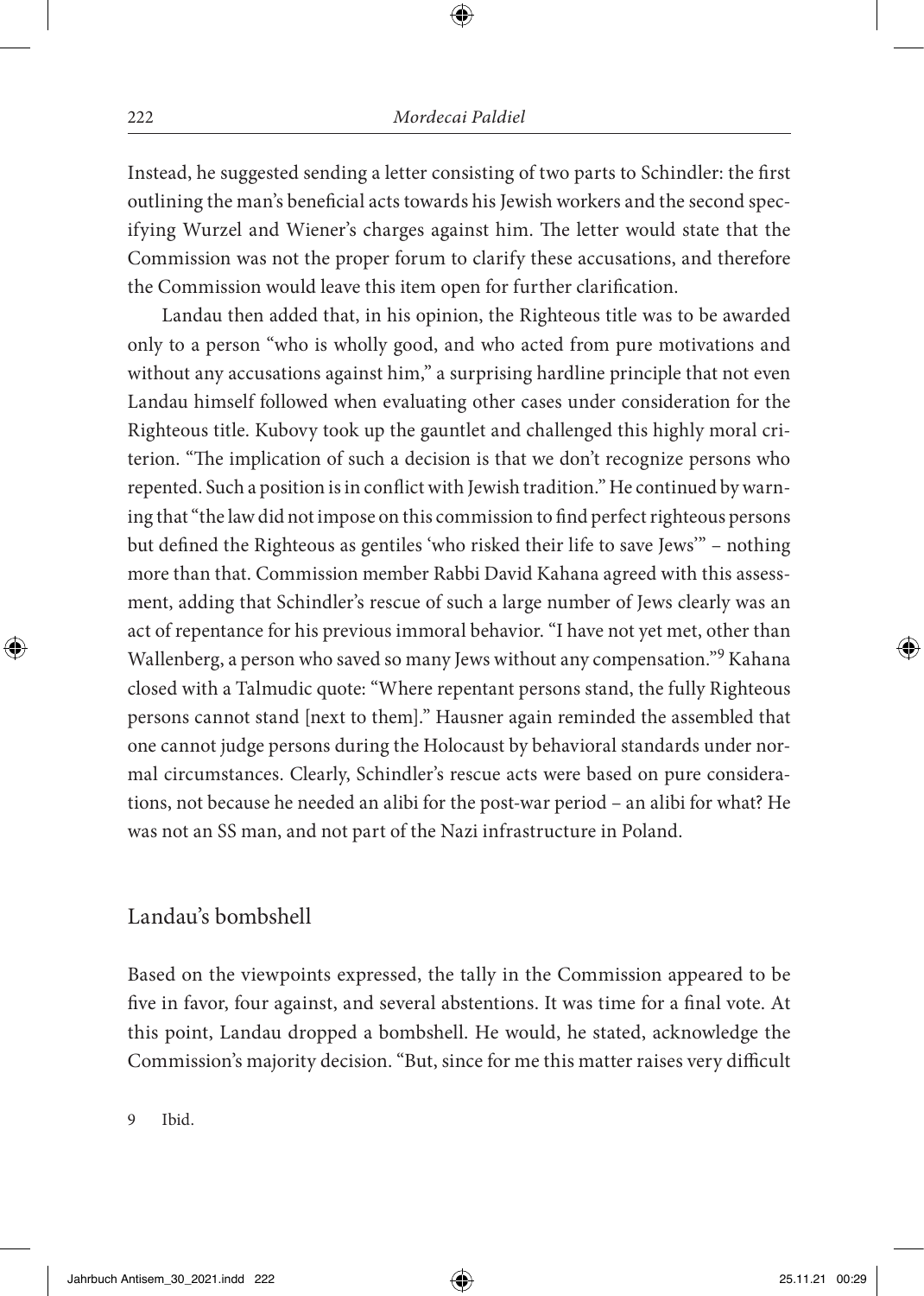Instead, he suggested sending a letter consisting of two parts to Schindler: the first outlining the man's beneficial acts towards his Jewish workers and the second specifying Wurzel and Wiener's charges against him. The letter would state that the Commission was not the proper forum to clarify these accusations, and therefore the Commission would leave this item open for further clarification.

Landau then added that, in his opinion, the Righteous title was to be awarded only to a person "who is wholly good, and who acted from pure motivations and without any accusations against him," a surprising hardline principle that not even Landau himself followed when evaluating other cases under consideration for the Righteous title. Kubovy took up the gauntlet and challenged this highly moral criterion. "The implication of such a decision is that we don't recognize persons who repented. Such a position is in conflict with Jewish tradition." He continued by warning that "the law did not impose on this commission to find perfect righteous persons but defined the Righteous as gentiles 'who risked their life to save Jews'" – nothing more than that. Commission member Rabbi David Kahana agreed with this assessment, adding that Schindler's rescue of such a large number of Jews clearly was an act of repentance for his previous immoral behavior. "I have not yet met, other than Wallenberg, a person who saved so many Jews without any compensation."[9] Kahana closed with a Talmudic quote: "Where repentant persons stand, the fully Righteous persons cannot stand [next to them]." Hausner again reminded the assembled that one cannot judge persons during the Holocaust by behavioral standards under normal circumstances. Clearly, Schindler's rescue acts were based on pure considerations, not because he needed an alibi for the post-war period – an alibi for what? He was not an SS man, and not part of the Nazi infrastructure in Poland.

## Landau's bombshell

Based on the viewpoints expressed, the tally in the Commission appeared to be five in favor, four against, and several abstentions. It was time for a final vote. At this point, Landau dropped a bombshell. He would, he stated, acknowledge the Commission's majority decision. "But, since for me this matter raises very difficult

9 Ibid.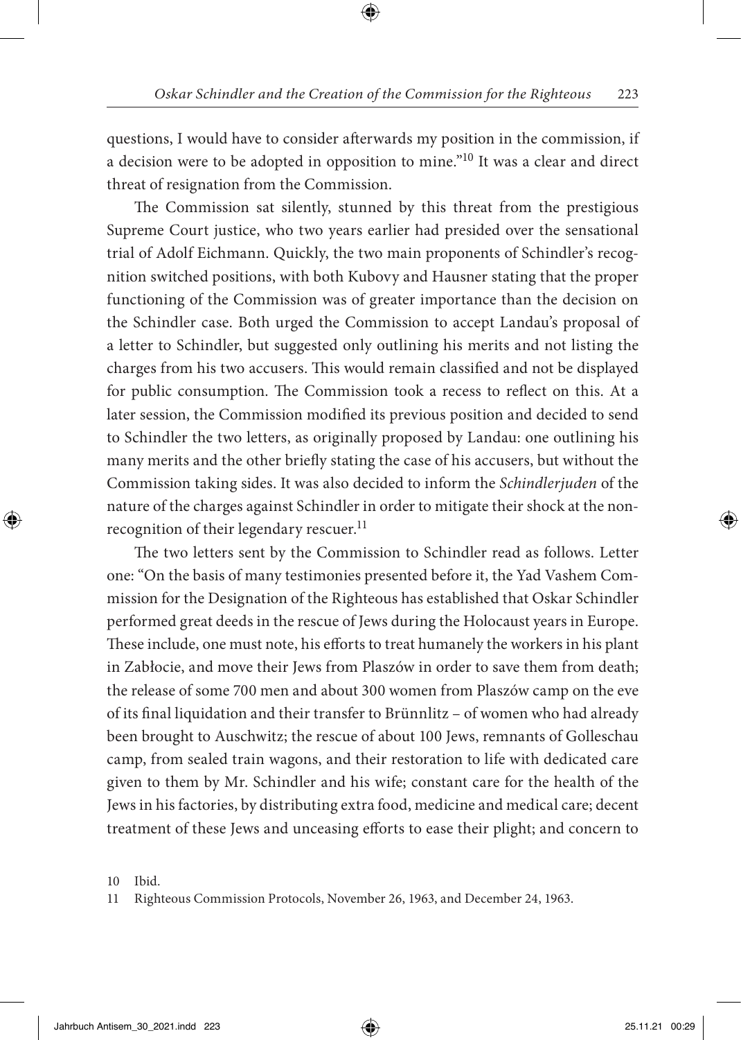questions, I would have to consider afterwards my position in the commission, if a decision were to be adopted in opposition to mine."[10] It was a clear and direct threat of resignation from the Commission.

The Commission sat silently, stunned by this threat from the prestigious Supreme Court justice, who two years earlier had presided over the sensational trial of Adolf Eichmann. Quickly, the two main proponents of Schindler's recognition switched positions, with both Kubovy and Hausner stating that the proper functioning of the Commission was of greater importance than the decision on the Schindler case. Both urged the Commission to accept Landau's proposal of a letter to Schindler, but suggested only outlining his merits and not listing the charges from his two accusers. This would remain classified and not be displayed for public consumption. The Commission took a recess to reflect on this. At a later session, the Commission modified its previous position and decided to send to Schindler the two letters, as originally proposed by Landau: one outlining his many merits and the other briefly stating the case of his accusers, but without the Commission taking sides. It was also decided to inform the *Schindlerjuden* of the nature of the charges against Schindler in order to mitigate their shock at the non-recognition of their legendary rescuer.[11]

The two letters sent by the Commission to Schindler read as follows. Letter one: "On the basis of many testimonies presented before it, the Yad Vashem Commission for the Designation of the Righteous has established that Oskar Schindler performed great deeds in the rescue of Jews during the Holocaust years in Europe. These include, one must note, his efforts to treat humanely the workers in his plant in Zabłocie, and move their Jews from Plaszów in order to save them from death; the release of some 700 men and about 300 women from Plaszów camp on the eve of its final liquidation and their transfer to Brünnlitz – of women who had already been brought to Auschwitz; the rescue of about 100 Jews, remnants of Golleschau camp, from sealed train wagons, and their restoration to life with dedicated care given to them by Mr. Schindler and his wife; constant care for the health of the Jews in his factories, by distributing extra food, medicine and medical care; decent treatment of these Jews and unceasing efforts to ease their plight; and concern to

10 Ibid.

11 Righteous Commission Protocols, November 26, 1963, and December 24, 1963.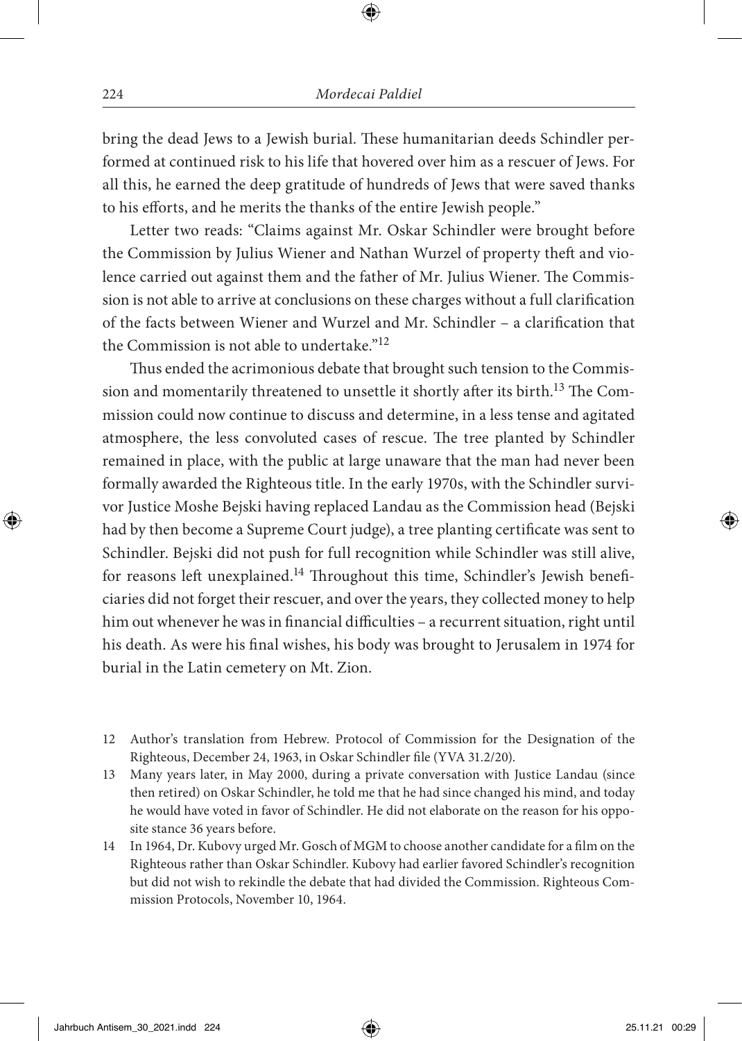bring the dead Jews to a Jewish burial. These humanitarian deeds Schindler performed at continued risk to his life that hovered over him as a rescuer of Jews. For all this, he earned the deep gratitude of hundreds of Jews that were saved thanks to his efforts, and he merits the thanks of the entire Jewish people."

Letter two reads: "Claims against Mr. Oskar Schindler were brought before the Commission by Julius Wiener and Nathan Wurzel of property theft and violence carried out against them and the father of Mr. Julius Wiener. The Commission is not able to arrive at conclusions on these charges without a full clarification of the facts between Wiener and Wurzel and Mr. Schindler – a clarification that the Commission is not able to undertake."[12]

Thus ended the acrimonious debate that brought such tension to the Commission and momentarily threatened to unsettle it shortly after its birth.[13] The Commission could now continue to discuss and determine, in a less tense and agitated atmosphere, the less convoluted cases of rescue. The tree planted by Schindler remained in place, with the public at large unaware that the man had never been formally awarded the Righteous title. In the early 1970s, with the Schindler survivor Justice Moshe Bejski having replaced Landau as the Commission head (Bejski had by then become a Supreme Court judge), a tree planting certificate was sent to Schindler. Bejski did not push for full recognition while Schindler was still alive, for reasons left unexplained.[14] Throughout this time, Schindler's Jewish beneficiaries did not forget their rescuer, and over the years, they collected money to help him out whenever he was in financial difficulties – a recurrent situation, right until his death. As were his final wishes, his body was brought to Jerusalem in 1974 for burial in the Latin cemetery on Mt. Zion.

12 Author's translation from Hebrew. Protocol of Commission for the Designation of the Righteous, December 24, 1963, in Oskar Schindler file (YVA 31.2/20).

13 Many years later, in May 2000, during a private conversation with Justice Landau (since then retired) on Oskar Schindler, he told me that he had since changed his mind, and today he would have voted in favor of Schindler. He did not elaborate on the reason for his opposite stance 36 years before.

14 In 1964, Dr. Kubovy urged Mr. Gosch of MGM to choose another candidate for a film on the Righteous rather than Oskar Schindler. Kubovy had earlier favored Schindler's recognition but did not wish to rekindle the debate that had divided the Commission. Righteous Commission Protocols, November 10, 1964.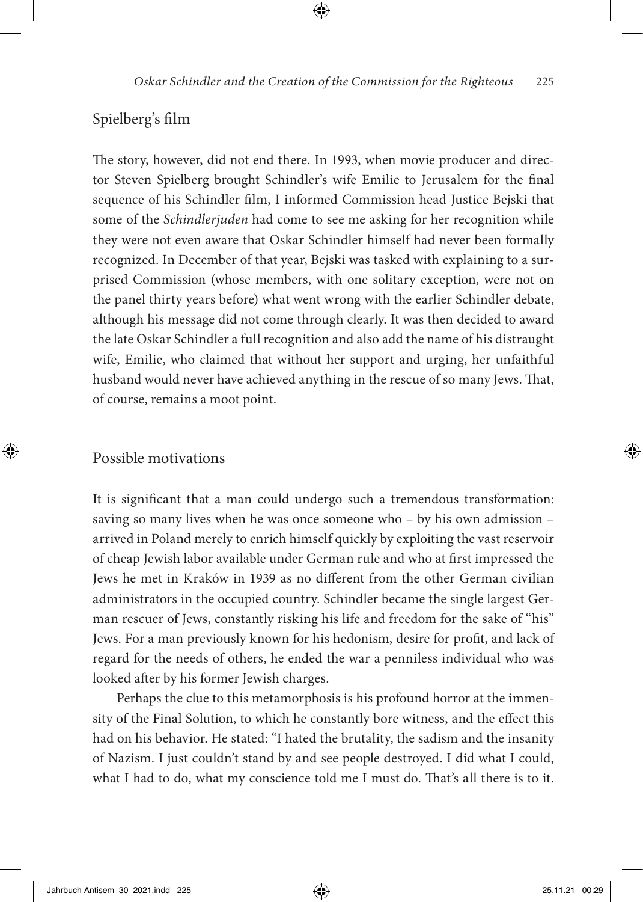## Spielberg's film

The story, however, did not end there. In 1993, when movie producer and director Steven Spielberg brought Schindler's wife Emilie to Jerusalem for the final sequence of his Schindler film, I informed Commission head Justice Bejski that some of the *Schindlerjuden* had come to see me asking for her recognition while they were not even aware that Oskar Schindler himself had never been formally recognized. In December of that year, Bejski was tasked with explaining to a surprised Commission (whose members, with one solitary exception, were not on the panel thirty years before) what went wrong with the earlier Schindler debate, although his message did not come through clearly. It was then decided to award the late Oskar Schindler a full recognition and also add the name of his distraught wife, Emilie, who claimed that without her support and urging, her unfaithful husband would never have achieved anything in the rescue of so many Jews. That, of course, remains a moot point.

## Possible motivations

It is significant that a man could undergo such a tremendous transformation: saving so many lives when he was once someone who – by his own admission – arrived in Poland merely to enrich himself quickly by exploiting the vast reservoir of cheap Jewish labor available under German rule and who at first impressed the Jews he met in Kraków in 1939 as no different from the other German civilian administrators in the occupied country. Schindler became the single largest German rescuer of Jews, constantly risking his life and freedom for the sake of "his" Jews. For a man previously known for his hedonism, desire for profit, and lack of regard for the needs of others, he ended the war a penniless individual who was looked after by his former Jewish charges.

Perhaps the clue to this metamorphosis is his profound horror at the immensity of the Final Solution, to which he constantly bore witness, and the effect this had on his behavior. He stated: "I hated the brutality, the sadism and the insanity of Nazism. I just couldn't stand by and see people destroyed. I did what I could, what I had to do, what my conscience told me I must do. That's all there is to it.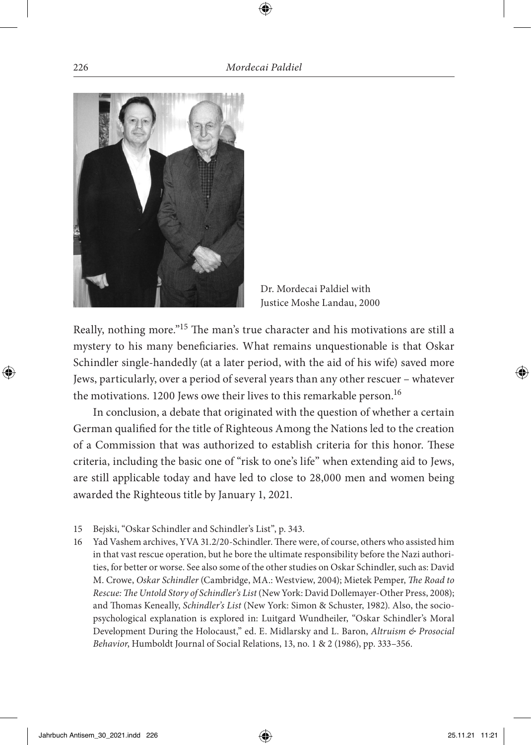Dr. Mordecai Paldiel with Justice Moshe Landau, 2000

Really, nothing more."[15] The man's true character and his motivations are still a mystery to his many beneficiaries. What remains unquestionable is that Oskar Schindler single-handedly (at a later period, with the aid of his wife) saved more Jews, particularly, over a period of several years than any other rescuer – whatever the motivations. 1200 Jews owe their lives to this remarkable person.[16]

In conclusion, a debate that originated with the question of whether a certain German qualified for the title of Righteous Among the Nations led to the creation of a Commission that was authorized to establish criteria for this honor. These criteria, including the basic one of "risk to one's life" when extending aid to Jews, are still applicable today and have led to close to 28,000 men and women being awarded the Righteous title by January 1, 2021.

15 Bejski, "Oskar Schindler and Schindler's List", p. 343.

16 Yad Vashem archives, YVA 31.2/20-Schindler. There were, of course, others who assisted him in that vast rescue operation, but he bore the ultimate responsibility before the Nazi authorities, for better or worse. See also some of the other studies on Oskar Schindler, such as: David M. Crowe, *Oskar Schindler* (Cambridge, MA.: Westview, 2004); Mietek Pemper, *The Road to Rescue: The Untold Story of Schindler's List* (New York: David Dollemayer-Other Press, 2008); and Thomas Keneally, *Schindler's List* (New York: Simon & Schuster, 1982). Also, the socio-psychological explanation is explored in: Luitgard Wundheiler, "Oskar Schindler's Moral Development During the Holocaust," ed. E. Midlarsky and L. Baron, *Altruism & Prosocial Behavior*, Humboldt Journal of Social Relations, 13, no. 1 & 2 (1986), pp. 333–356.